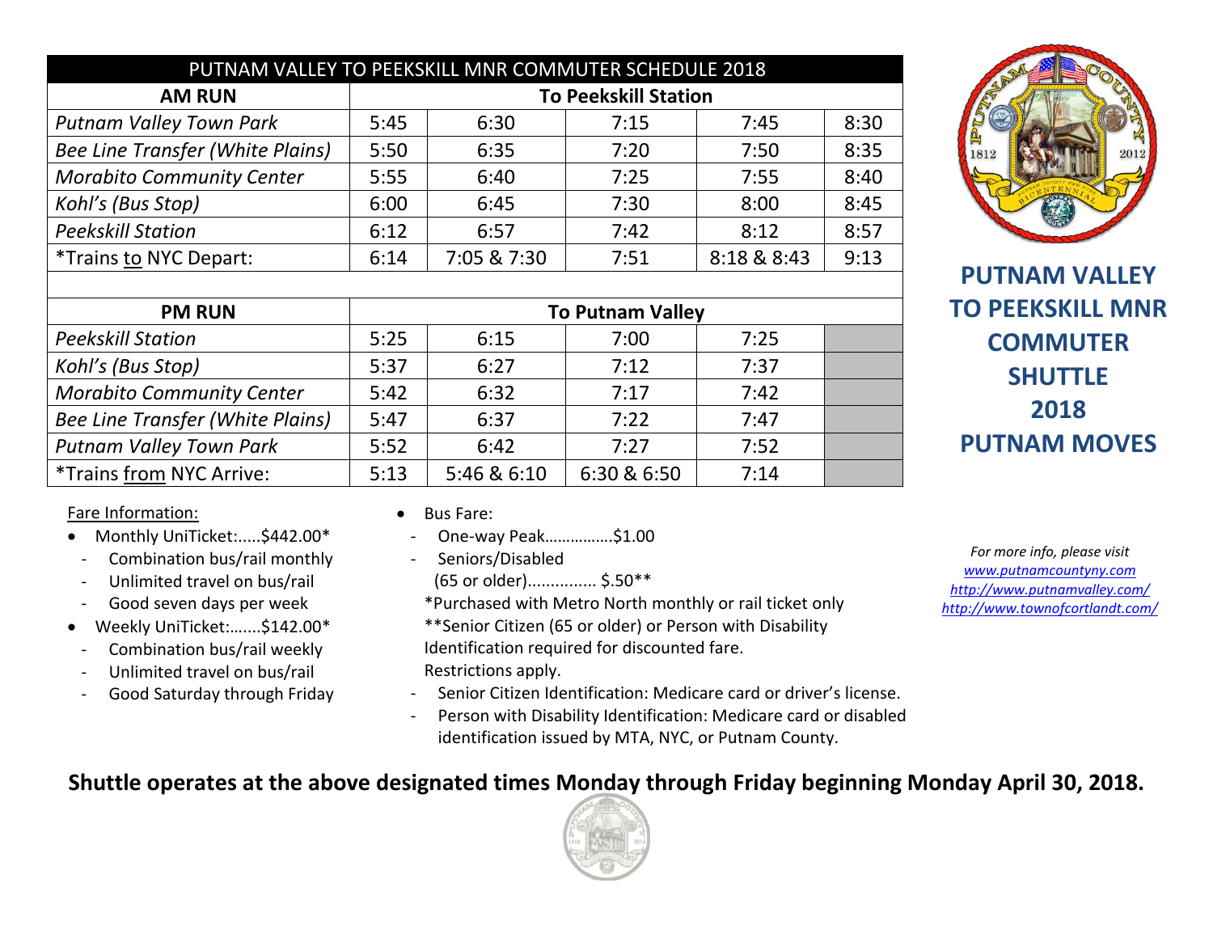| PUTNAM VALLEY TO PEEKSKILL MNR COMMUTER SCHEDULE 2018 | | | | | |
|---|---|---|---|---|---|
| **AM RUN** | **To Peekskill Station** | | | | |
| *Putnam Valley Town Park* | 5:45 | 6:30 | 7:15 | 7:45 | 8:30 |
| *Bee Line Transfer (White Plains)* | 5:50 | 6:35 | 7:20 | 7:50 | 8:35 |
| *Morabito Community Center* | 5:55 | 6:40 | 7:25 | 7:55 | 8:40 |
| *Kohl's (Bus Stop)* | 6:00 | 6:45 | 7:30 | 8:00 | 8:45 |
| *Peekskill Station* | 6:12 | 6:57 | 7:42 | 8:12 | 8:57 |
| *Trains to NYC Depart: | 6:14 | 7:05 & 7:30 | 7:51 | 8:18 & 8:43 | 9:13 |
| | | | | | |
| **PM RUN** | **To Putnam Valley** | | | | |
| *Peekskill Station* | 5:25 | 6:15 | 7:00 | 7:25 | |
| *Kohl's (Bus Stop)* | 5:37 | 6:27 | 7:12 | 7:37 | |
| *Morabito Community Center* | 5:42 | 6:32 | 7:17 | 7:42 | |
| *Bee Line Transfer (White Plains)* | 5:47 | 6:37 | 7:22 | 7:47 | |
| *Putnam Valley Town Park* | 5:52 | 6:42 | 7:27 | 7:52 | |
| *Trains from NYC Arrive: | 5:13 | 5:46 & 6:10 | 6:30 & 6:50 | 7:14 | |

# PUTNAM VALLEY TO PEEKSKILL MNR COMMUTER SHUTTLE 2018 PUTNAM MOVES

Fare Information:

- Monthly UniTicket:.....$442.00*
  - Combination bus/rail monthly
  - Unlimited travel on bus/rail
  - Good seven days per week
- Weekly UniTicket:.......$142.00*
  - Combination bus/rail weekly
  - Unlimited travel on bus/rail
  - Good Saturday through Friday

- Bus Fare:
  - One-way Peak…………….$1.00
  - Seniors/Disabled (65 or older)............... $.50**

  *Purchased with Metro North monthly or rail ticket only
  **Senior Citizen (65 or older) or Person with Disability Identification required for discounted fare.
  Restrictions apply.
  - Senior Citizen Identification: Medicare card or driver's license.
  - Person with Disability Identification: Medicare card or disabled identification issued by MTA, NYC, or Putnam County.

*For more info, please visit*
*www.putnamcountyny.com*
*http://www.putnamvalley.com/*
*http://www.townofcortlandt.com/*

**Shuttle operates at the above designated times Monday through Friday beginning Monday April 30, 2018.**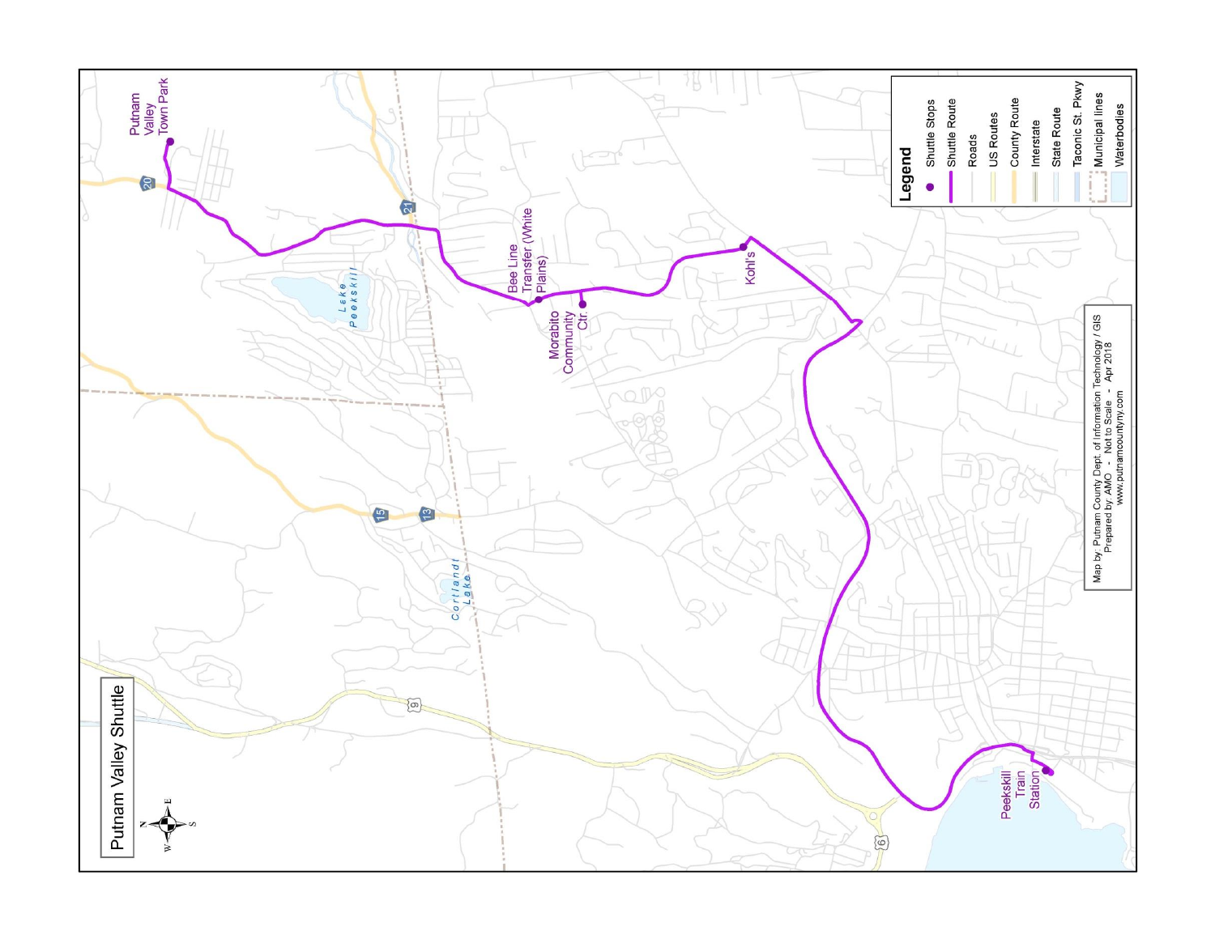# Putnam Valley Shuttle

Putnam Valley Town Park

Bee Line Transfer (White Plains)

Morabito Community Ctr.

Kohl's

Peekskill Train Station

Lake Peekskill

Cortlandt Lake

20

21

15

13

6

N

E

S

W

**Legend**

- Shuttle Stops
- Shuttle Route
- Roads
- US Routes
- County Route
- Interstate
- State Route
- Taconic St. Pkwy
- Municipal lines
- Waterbodies

Map by: Putnam County Dept. of Information Technology / GIS
Prepared by: AMO - Not to Scale - Apr 2018
www.putnamcountyny.com